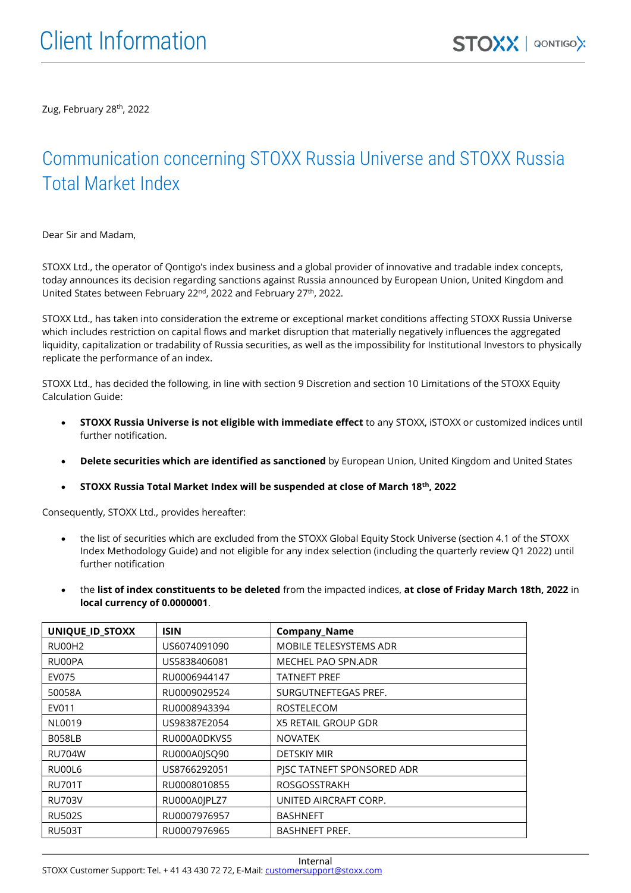# Client Information

Zug, February 28th, 2022

## Communication concerning STOXX Russia Universe and STOXX Russia Total Market Index

Dear Sir and Madam,

STOXX Ltd., the operator of Qontigo's index business and a global provider of innovative and tradable index concepts, today announces its decision regarding sanctions against Russia announced by European Union, United Kingdom and United States between February 22nd, 2022 and February 27th, 2022.

STOXX Ltd., has taken into consideration the extreme or exceptional market conditions affecting STOXX Russia Universe which includes restriction on capital flows and market disruption that materially negatively influences the aggregated liquidity, capitalization or tradability of Russia securities, as well as the impossibility for Institutional Investors to physically replicate the performance of an index.

STOXX Ltd., has decided the following, in line with section 9 Discretion and section 10 Limitations of the STOXX Equity Calculation Guide:

- **STOXX Russia Universe is not eligible with immediate effect** to any STOXX, iSTOXX or customized indices until further notification.
- **Delete securities which are identified as sanctioned** by European Union, United Kingdom and United States
- **STOXX Russia Total Market Index will be suspended at close of March 18th, 2022**

Consequently, STOXX Ltd., provides hereafter:

- the list of securities which are excluded from the STOXX Global Equity Stock Universe (section 4.1 of the STOXX Index Methodology Guide) and not eligible for any index selection (including the quarterly review Q1 2022) until further notification
- the **list of index constituents to be deleted** from the impacted indices, **at close of Friday March 18th, 2022** in **local currency of 0.0000001**.

| UNIQUE_ID_STOXX | ISIN | Company_Name |
|---|---|---|
| RU00H2 | US6074091090 | MOBILE TELESYSTEMS ADR |
| RU00PA | US5838406081 | MECHEL PAO SPN.ADR |
| EV075 | RU0006944147 | TATNEFT PREF |
| 50058A | RU0009029524 | SURGUTNEFTEGAS PREF. |
| EV011 | RU0008943394 | ROSTELECOM |
| NL0019 | US98387E2054 | X5 RETAIL GROUP GDR |
| B058LB | RU000A0DKVS5 | NOVATEK |
| RU704W | RU000A0JSQ90 | DETSKIY MIR |
| RU00L6 | US8766292051 | PJSC TATNEFT SPONSORED ADR |
| RU701T | RU0008010855 | ROSGOSSTRAKH |
| RU703V | RU000A0JPLZ7 | UNITED AIRCRAFT CORP. |
| RU502S | RU0007976957 | BASHNEFT |
| RU503T | RU0007976965 | BASHNEFT PREF. |

Internal

STOXX Customer Support: Tel. + 41 43 430 72 72, E-Mail: customersupport@stoxx.com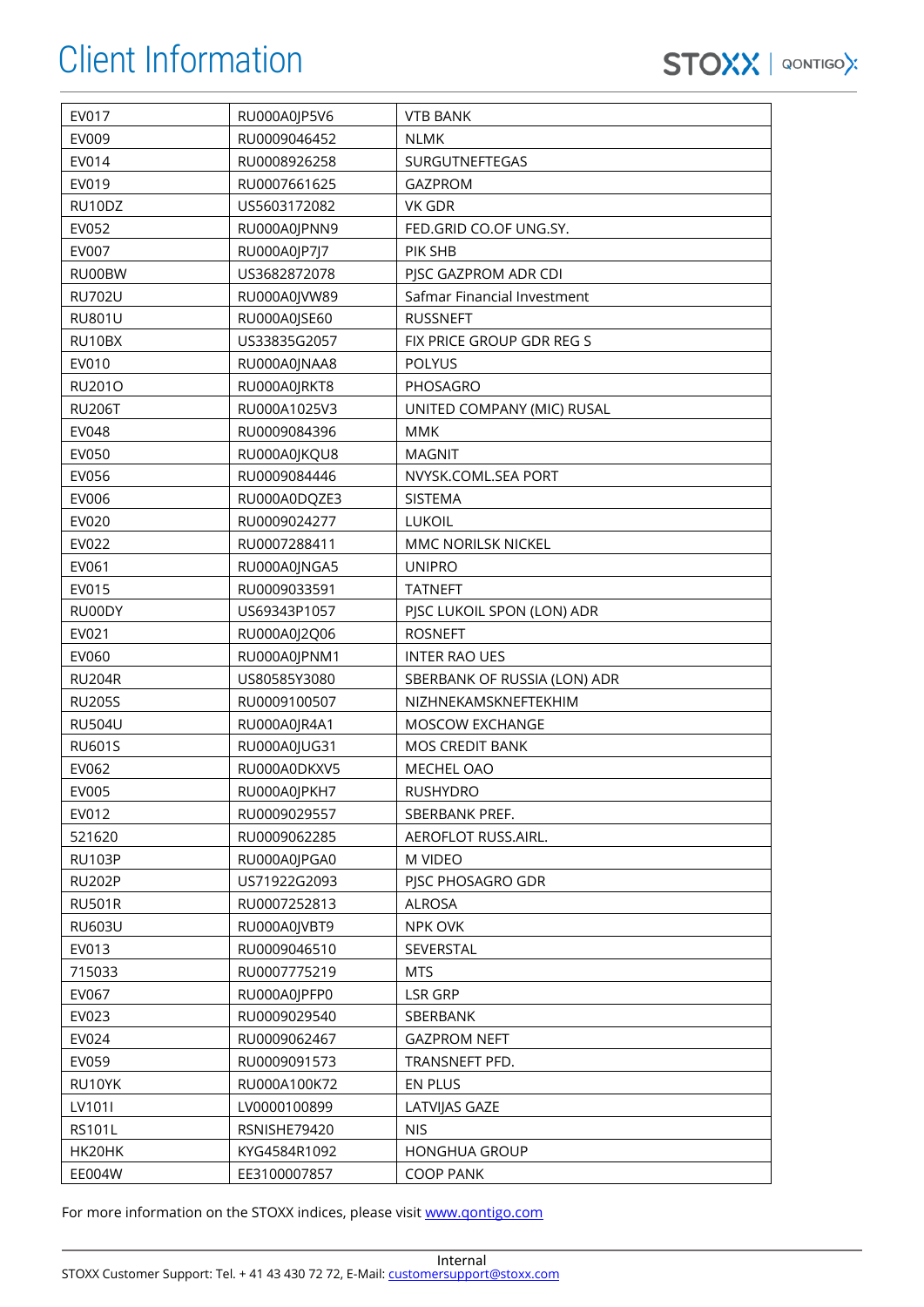# Client Information

| | | |
|---|---|---|
| EV017 | RU000A0JP5V6 | VTB BANK |
| EV009 | RU0009046452 | NLMK |
| EV014 | RU0008926258 | SURGUTNEFTEGAS |
| EV019 | RU0007661625 | GAZPROM |
| RU10DZ | US5603172082 | VK GDR |
| EV052 | RU000A0JPNN9 | FED.GRID CO.OF UNG.SY. |
| EV007 | RU000A0JP7J7 | PIK SHB |
| RU00BW | US3682872078 | PJSC GAZPROM ADR CDI |
| RU702U | RU000A0JVW89 | Safmar Financial Investment |
| RU801U | RU000A0JSE60 | RUSSNEFT |
| RU10BX | US33835G2057 | FIX PRICE GROUP GDR REG S |
| EV010 | RU000A0JNAA8 | POLYUS |
| RU201O | RU000A0JRKT8 | PHOSAGRO |
| RU206T | RU000A1025V3 | UNITED COMPANY (MIC) RUSAL |
| EV048 | RU0009084396 | MMK |
| EV050 | RU000A0JKQU8 | MAGNIT |
| EV056 | RU0009084446 | NVYSK.COML.SEA PORT |
| EV006 | RU000A0DQZE3 | SISTEMA |
| EV020 | RU0009024277 | LUKOIL |
| EV022 | RU0007288411 | MMC NORILSK NICKEL |
| EV061 | RU000A0JNGA5 | UNIPRO |
| EV015 | RU0009033591 | TATNEFT |
| RU00DY | US69343P1057 | PJSC LUKOIL SPON (LON) ADR |
| EV021 | RU000A0J2Q06 | ROSNEFT |
| EV060 | RU000A0JPNM1 | INTER RAO UES |
| RU204R | US80585Y3080 | SBERBANK OF RUSSIA (LON) ADR |
| RU205S | RU0009100507 | NIZHNEKAMSKNEFTEKHIM |
| RU504U | RU000A0JR4A1 | MOSCOW EXCHANGE |
| RU601S | RU000A0JUG31 | MOS CREDIT BANK |
| EV062 | RU000A0DKXV5 | MECHEL OAO |
| EV005 | RU000A0JPKH7 | RUSHYDRO |
| EV012 | RU0009029557 | SBERBANK PREF. |
| 521620 | RU0009062285 | AEROFLOT RUSS.AIRL. |
| RU103P | RU000A0JPGA0 | M VIDEO |
| RU202P | US71922G2093 | PJSC PHOSAGRO GDR |
| RU501R | RU0007252813 | ALROSA |
| RU603U | RU000A0JVBT9 | NPK OVK |
| EV013 | RU0009046510 | SEVERSTAL |
| 715033 | RU0007775219 | MTS |
| EV067 | RU000A0JPFP0 | LSR GRP |
| EV023 | RU0009029540 | SBERBANK |
| EV024 | RU0009062467 | GAZPROM NEFT |
| EV059 | RU0009091573 | TRANSNEFT PFD. |
| RU10YK | RU000A100K72 | EN PLUS |
| LV101I | LV0000100899 | LATVIJAS GAZE |
| RS101L | RSNISHE79420 | NIS |
| HK20HK | KYG4584R1092 | HONGHUA GROUP |
| EE004W | EE3100007857 | COOP PANK |

For more information on the STOXX indices, please visit www.qontigo.com

Internal

STOXX Customer Support: Tel. + 41 43 430 72 72, E-Mail: customersupport@stoxx.com